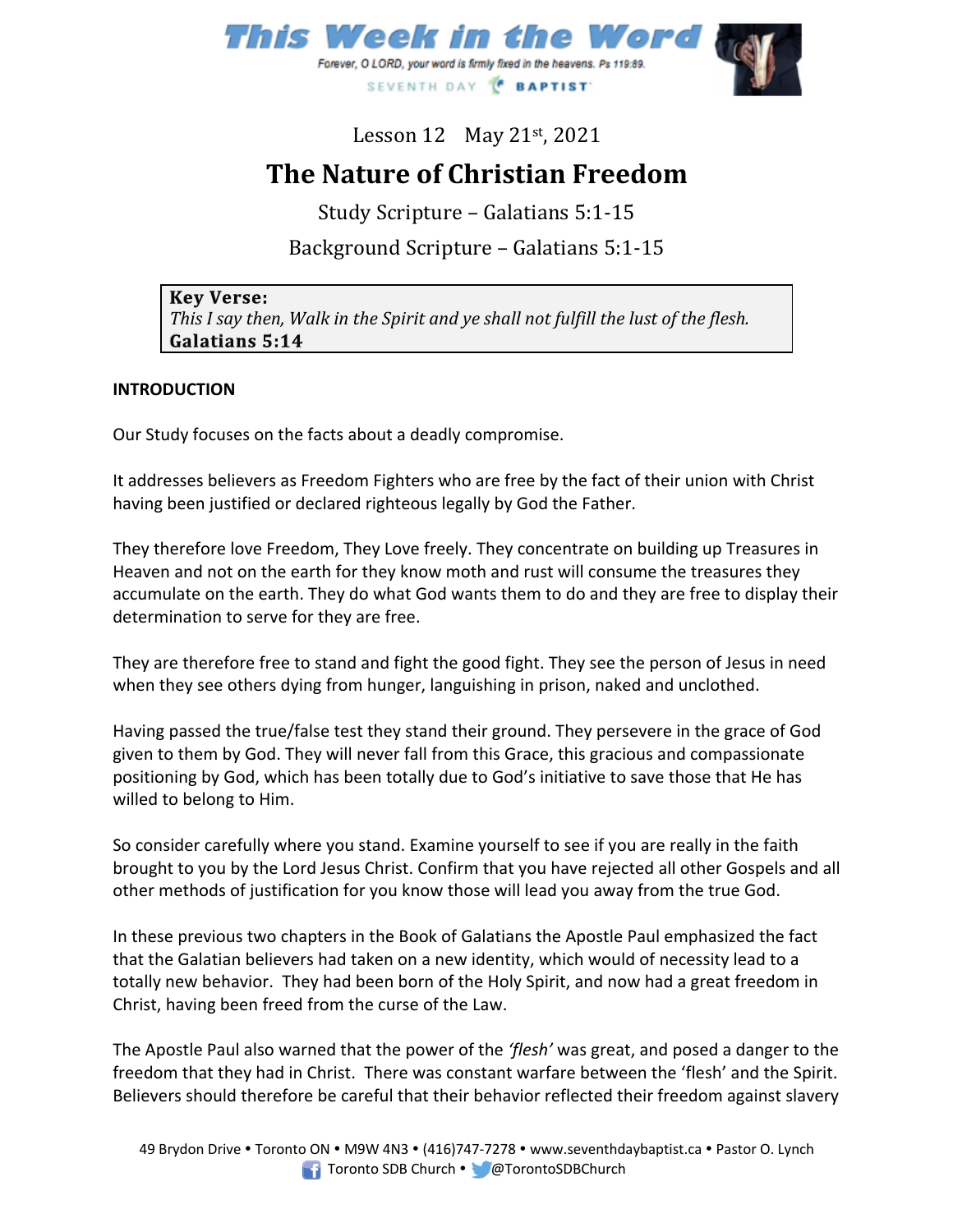# This Week in the Word

Forever, O LORD, your word is firmly fixed in the heavens. Ps 119:89.

SEVENTH DAY BAPTIST

Lesson 12 May 21st, 2021

## The Nature of Christian Freedom

Study Scripture – Galatians 5:1-15

Background Scripture – Galatians 5:1-15

**Key Verse:**
*This I say then, Walk in the Spirit and ye shall not fulfill the lust of the flesh.*
**Galatians 5:14**

**INTRODUCTION**

Our Study focuses on the facts about a deadly compromise.

It addresses believers as Freedom Fighters who are free by the fact of their union with Christ having been justified or declared righteous legally by God the Father.

They therefore love Freedom, They Love freely. They concentrate on building up Treasures in Heaven and not on the earth for they know moth and rust will consume the treasures they accumulate on the earth. They do what God wants them to do and they are free to display their determination to serve for they are free.

They are therefore free to stand and fight the good fight. They see the person of Jesus in need when they see others dying from hunger, languishing in prison, naked and unclothed.

Having passed the true/false test they stand their ground. They persevere in the grace of God given to them by God. They will never fall from this Grace, this gracious and compassionate positioning by God, which has been totally due to God's initiative to save those that He has willed to belong to Him.

So consider carefully where you stand. Examine yourself to see if you are really in the faith brought to you by the Lord Jesus Christ. Confirm that you have rejected all other Gospels and all other methods of justification for you know those will lead you away from the true God.

In these previous two chapters in the Book of Galatians the Apostle Paul emphasized the fact that the Galatian believers had taken on a new identity, which would of necessity lead to a totally new behavior. They had been born of the Holy Spirit, and now had a great freedom in Christ, having been freed from the curse of the Law.

The Apostle Paul also warned that the power of the *'flesh'* was great, and posed a danger to the freedom that they had in Christ. There was constant warfare between the 'flesh' and the Spirit. Believers should therefore be careful that their behavior reflected their freedom against slavery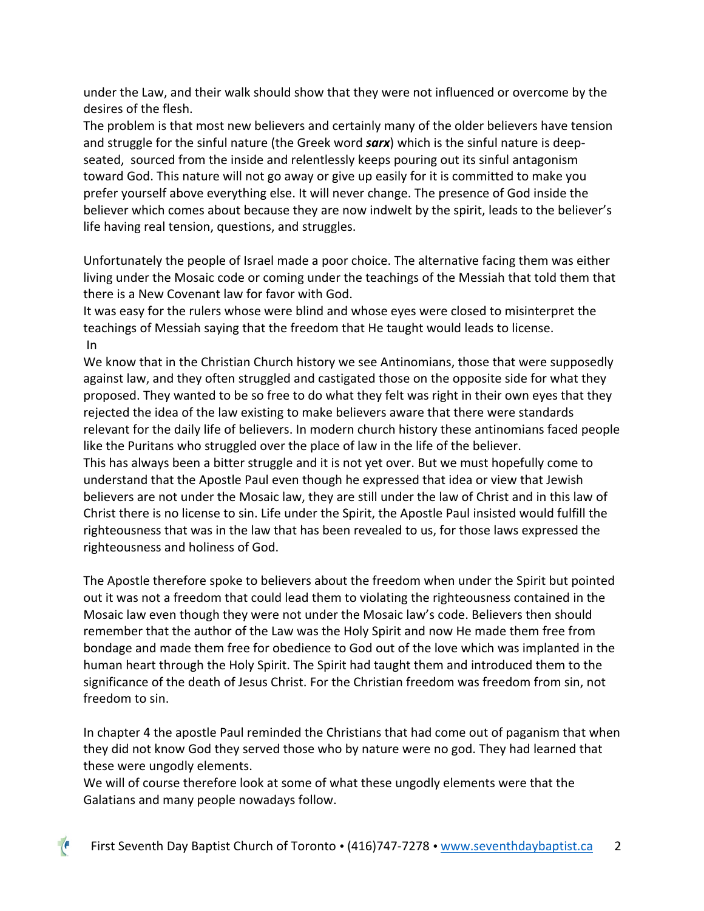under the Law, and their walk should show that they were not influenced or overcome by the desires of the flesh.

The problem is that most new believers and certainly many of the older believers have tension and struggle for the sinful nature (the Greek word ***sarx***) which is the sinful nature is deep-seated, sourced from the inside and relentlessly keeps pouring out its sinful antagonism toward God. This nature will not go away or give up easily for it is committed to make you prefer yourself above everything else. It will never change. The presence of God inside the believer which comes about because they are now indwelt by the spirit, leads to the believer's life having real tension, questions, and struggles.

Unfortunately the people of Israel made a poor choice. The alternative facing them was either living under the Mosaic code or coming under the teachings of the Messiah that told them that there is a New Covenant law for favor with God.

It was easy for the rulers whose were blind and whose eyes were closed to misinterpret the teachings of Messiah saying that the freedom that He taught would leads to license.

In

We know that in the Christian Church history we see Antinomians, those that were supposedly against law, and they often struggled and castigated those on the opposite side for what they proposed. They wanted to be so free to do what they felt was right in their own eyes that they rejected the idea of the law existing to make believers aware that there were standards relevant for the daily life of believers. In modern church history these antinomians faced people like the Puritans who struggled over the place of law in the life of the believer.

This has always been a bitter struggle and it is not yet over. But we must hopefully come to understand that the Apostle Paul even though he expressed that idea or view that Jewish believers are not under the Mosaic law, they are still under the law of Christ and in this law of Christ there is no license to sin. Life under the Spirit, the Apostle Paul insisted would fulfill the righteousness that was in the law that has been revealed to us, for those laws expressed the righteousness and holiness of God.

The Apostle therefore spoke to believers about the freedom when under the Spirit but pointed out it was not a freedom that could lead them to violating the righteousness contained in the Mosaic law even though they were not under the Mosaic law's code. Believers then should remember that the author of the Law was the Holy Spirit and now He made them free from bondage and made them free for obedience to God out of the love which was implanted in the human heart through the Holy Spirit. The Spirit had taught them and introduced them to the significance of the death of Jesus Christ. For the Christian freedom was freedom from sin, not freedom to sin.

In chapter 4 the apostle Paul reminded the Christians that had come out of paganism that when they did not know God they served those who by nature were no god. They had learned that these were ungodly elements.

We will of course therefore look at some of what these ungodly elements were that the Galatians and many people nowadays follow.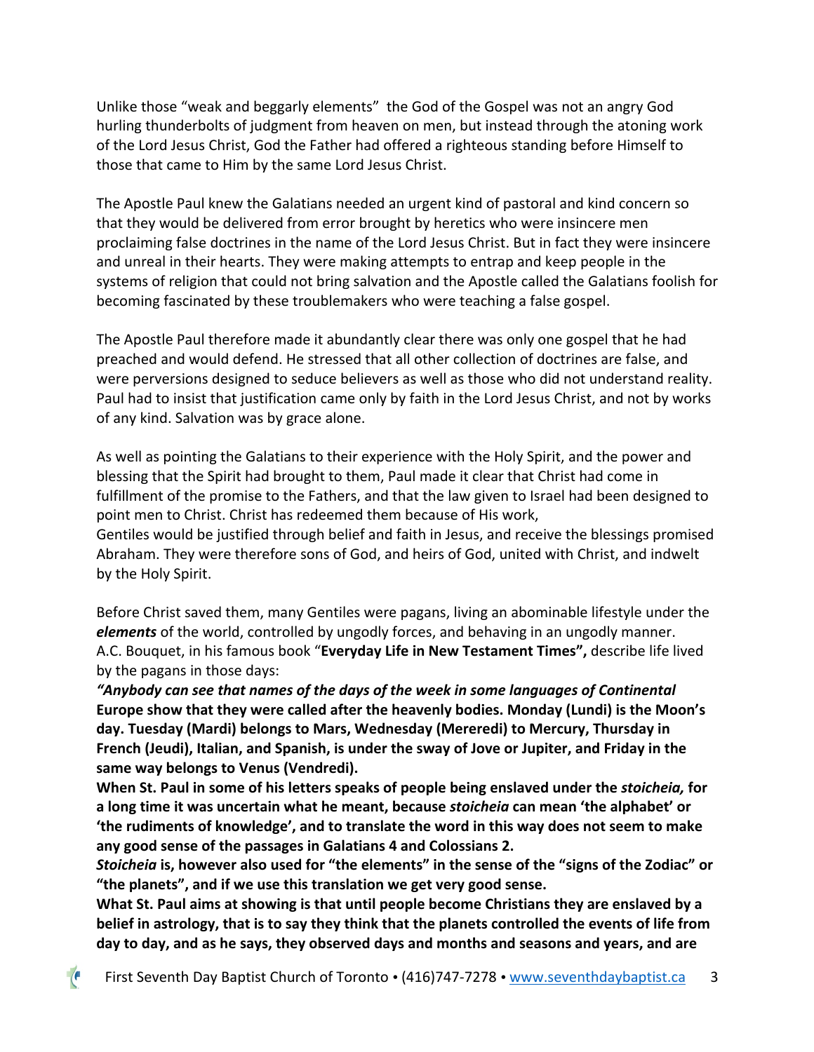Unlike those "weak and beggarly elements" the God of the Gospel was not an angry God hurling thunderbolts of judgment from heaven on men, but instead through the atoning work of the Lord Jesus Christ, God the Father had offered a righteous standing before Himself to those that came to Him by the same Lord Jesus Christ.

The Apostle Paul knew the Galatians needed an urgent kind of pastoral and kind concern so that they would be delivered from error brought by heretics who were insincere men proclaiming false doctrines in the name of the Lord Jesus Christ. But in fact they were insincere and unreal in their hearts. They were making attempts to entrap and keep people in the systems of religion that could not bring salvation and the Apostle called the Galatians foolish for becoming fascinated by these troublemakers who were teaching a false gospel.

The Apostle Paul therefore made it abundantly clear there was only one gospel that he had preached and would defend. He stressed that all other collection of doctrines are false, and were perversions designed to seduce believers as well as those who did not understand reality. Paul had to insist that justification came only by faith in the Lord Jesus Christ, and not by works of any kind. Salvation was by grace alone.

As well as pointing the Galatians to their experience with the Holy Spirit, and the power and blessing that the Spirit had brought to them, Paul made it clear that Christ had come in fulfillment of the promise to the Fathers, and that the law given to Israel had been designed to point men to Christ. Christ has redeemed them because of His work,
Gentiles would be justified through belief and faith in Jesus, and receive the blessings promised Abraham. They were therefore sons of God, and heirs of God, united with Christ, and indwelt by the Holy Spirit.

Before Christ saved them, many Gentiles were pagans, living an abominable lifestyle under the ***elements*** of the world, controlled by ungodly forces, and behaving in an ungodly manner. A.C. Bouquet, in his famous book "**Everyday Life in New Testament Times",** describe life lived by the pagans in those days:

***"Anybody can see that names of the days of the week in some languages of Continental*** **Europe show that they were called after the heavenly bodies. Monday (Lundi) is the Moon's day. Tuesday (Mardi) belongs to Mars, Wednesday (Mereredi) to Mercury, Thursday in French (Jeudi), Italian, and Spanish, is under the sway of Jove or Jupiter, and Friday in the same way belongs to Venus (Vendredi).**

**When St. Paul in some of his letters speaks of people being enslaved under the *stoicheia,* for a long time it was uncertain what he meant, because *stoicheia* can mean 'the alphabet' or 'the rudiments of knowledge', and to translate the word in this way does not seem to make any good sense of the passages in Galatians 4 and Colossians 2.**

***Stoicheia*** **is, however also used for "the elements" in the sense of the "signs of the Zodiac" or "the planets", and if we use this translation we get very good sense.**

**What St. Paul aims at showing is that until people become Christians they are enslaved by a belief in astrology, that is to say they think that the planets controlled the events of life from day to day, and as he says, they observed days and months and seasons and years, and are**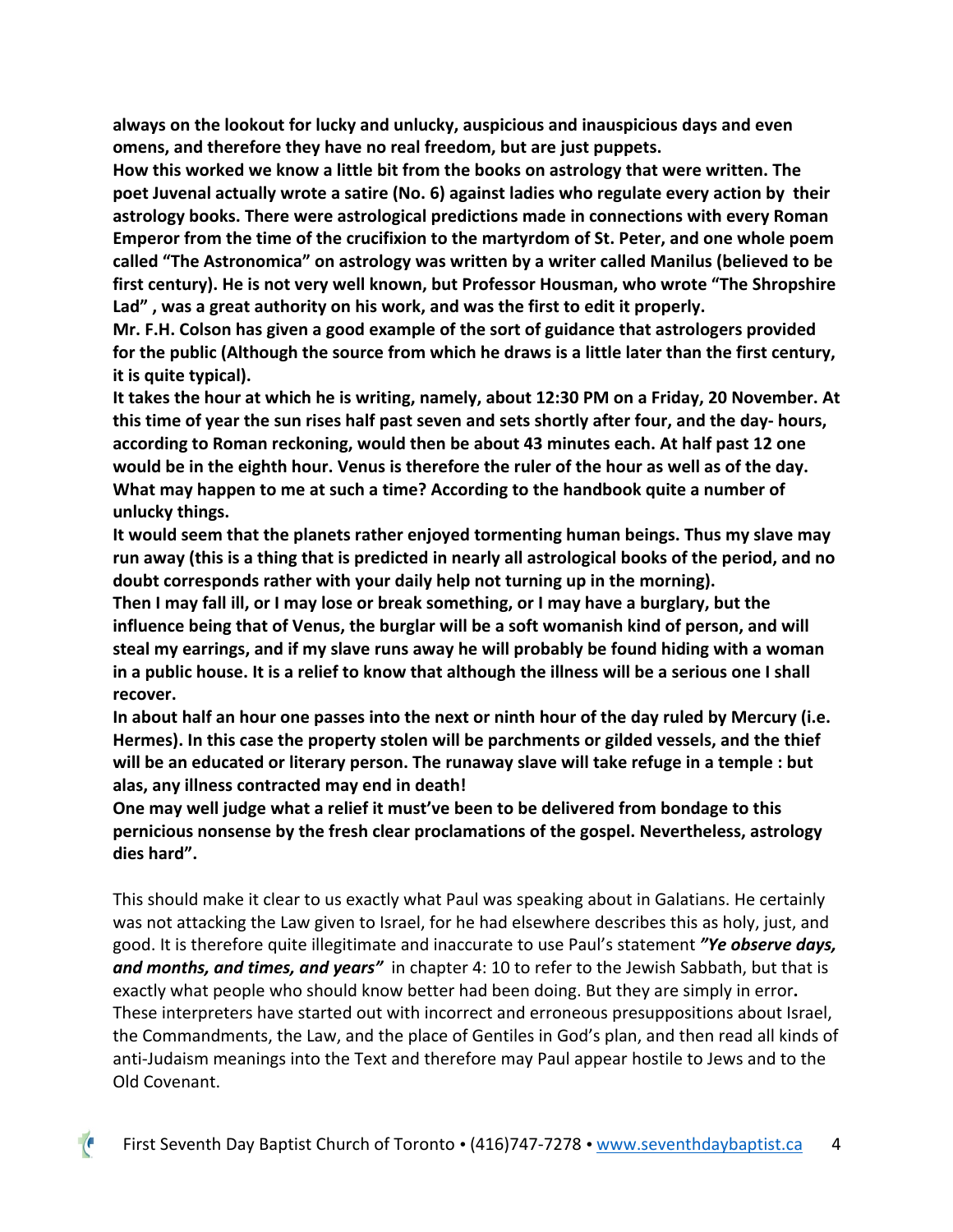**always on the lookout for lucky and unlucky, auspicious and inauspicious days and even omens, and therefore they have no real freedom, but are just puppets.**

**How this worked we know a little bit from the books on astrology that were written. The poet Juvenal actually wrote a satire (No. 6) against ladies who regulate every action by their astrology books. There were astrological predictions made in connections with every Roman Emperor from the time of the crucifixion to the martyrdom of St. Peter, and one whole poem called "The Astronomica" on astrology was written by a writer called Manilus (believed to be first century). He is not very well known, but Professor Housman, who wrote "The Shropshire Lad" , was a great authority on his work, and was the first to edit it properly.**

**Mr. F.H. Colson has given a good example of the sort of guidance that astrologers provided for the public (Although the source from which he draws is a little later than the first century, it is quite typical).**

**It takes the hour at which he is writing, namely, about 12:30 PM on a Friday, 20 November. At this time of year the sun rises half past seven and sets shortly after four, and the day- hours, according to Roman reckoning, would then be about 43 minutes each. At half past 12 one would be in the eighth hour. Venus is therefore the ruler of the hour as well as of the day. What may happen to me at such a time? According to the handbook quite a number of unlucky things.**

**It would seem that the planets rather enjoyed tormenting human beings. Thus my slave may run away (this is a thing that is predicted in nearly all astrological books of the period, and no doubt corresponds rather with your daily help not turning up in the morning).**

**Then I may fall ill, or I may lose or break something, or I may have a burglary, but the influence being that of Venus, the burglar will be a soft womanish kind of person, and will steal my earrings, and if my slave runs away he will probably be found hiding with a woman in a public house. It is a relief to know that although the illness will be a serious one I shall recover.**

**In about half an hour one passes into the next or ninth hour of the day ruled by Mercury (i.e. Hermes). In this case the property stolen will be parchments or gilded vessels, and the thief will be an educated or literary person. The runaway slave will take refuge in a temple : but alas, any illness contracted may end in death!**

**One may well judge what a relief it must've been to be delivered from bondage to this pernicious nonsense by the fresh clear proclamations of the gospel. Nevertheless, astrology dies hard".**

This should make it clear to us exactly what Paul was speaking about in Galatians. He certainly was not attacking the Law given to Israel, for he had elsewhere describes this as holy, just, and good. It is therefore quite illegitimate and inaccurate to use Paul's statement ***"Ye observe days, and months, and times, and years"*** in chapter 4: 10 to refer to the Jewish Sabbath, but that is exactly what people who should know better had been doing. But they are simply in error**.** These interpreters have started out with incorrect and erroneous presuppositions about Israel, the Commandments, the Law, and the place of Gentiles in God's plan, and then read all kinds of anti-Judaism meanings into the Text and therefore may Paul appear hostile to Jews and to the Old Covenant.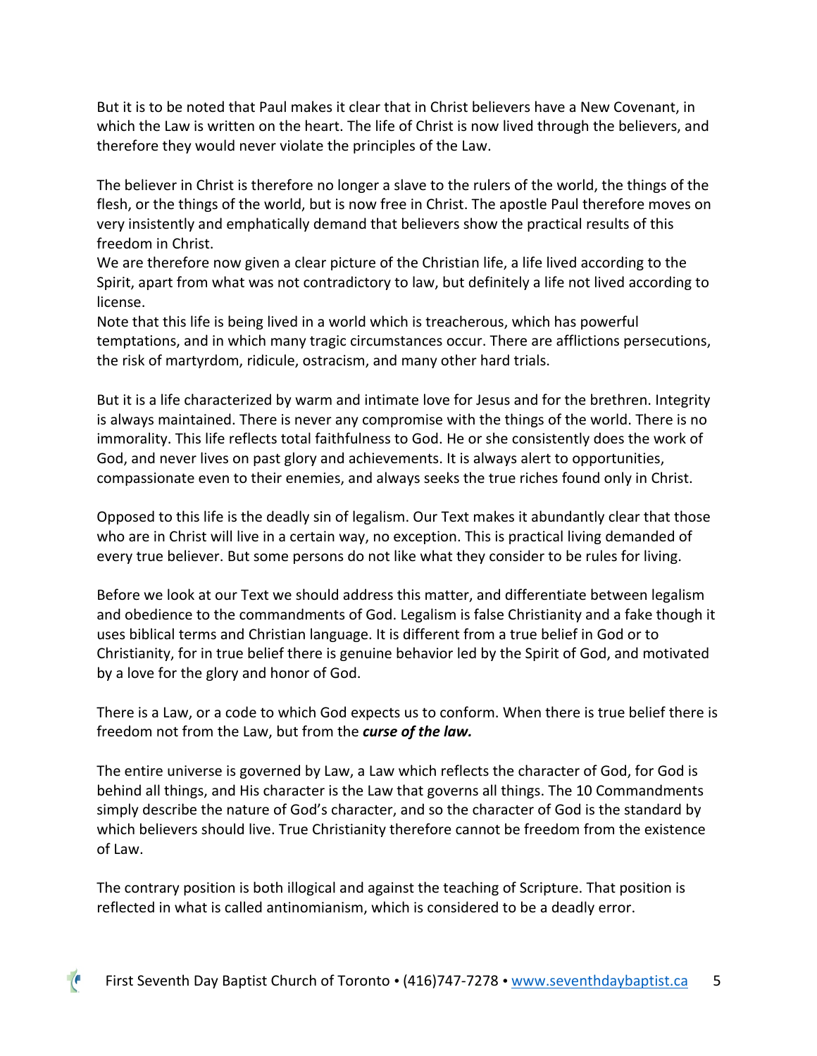But it is to be noted that Paul makes it clear that in Christ believers have a New Covenant, in which the Law is written on the heart. The life of Christ is now lived through the believers, and therefore they would never violate the principles of the Law.

The believer in Christ is therefore no longer a slave to the rulers of the world, the things of the flesh, or the things of the world, but is now free in Christ. The apostle Paul therefore moves on very insistently and emphatically demand that believers show the practical results of this freedom in Christ.

We are therefore now given a clear picture of the Christian life, a life lived according to the Spirit, apart from what was not contradictory to law, but definitely a life not lived according to license.

Note that this life is being lived in a world which is treacherous, which has powerful temptations, and in which many tragic circumstances occur. There are afflictions persecutions, the risk of martyrdom, ridicule, ostracism, and many other hard trials.

But it is a life characterized by warm and intimate love for Jesus and for the brethren. Integrity is always maintained. There is never any compromise with the things of the world. There is no immorality. This life reflects total faithfulness to God. He or she consistently does the work of God, and never lives on past glory and achievements. It is always alert to opportunities, compassionate even to their enemies, and always seeks the true riches found only in Christ.

Opposed to this life is the deadly sin of legalism. Our Text makes it abundantly clear that those who are in Christ will live in a certain way, no exception. This is practical living demanded of every true believer. But some persons do not like what they consider to be rules for living.

Before we look at our Text we should address this matter, and differentiate between legalism and obedience to the commandments of God. Legalism is false Christianity and a fake though it uses biblical terms and Christian language. It is different from a true belief in God or to Christianity, for in true belief there is genuine behavior led by the Spirit of God, and motivated by a love for the glory and honor of God.

There is a Law, or a code to which God expects us to conform. When there is true belief there is freedom not from the Law, but from the ***curse of the law.***

The entire universe is governed by Law, a Law which reflects the character of God, for God is behind all things, and His character is the Law that governs all things. The 10 Commandments simply describe the nature of God's character, and so the character of God is the standard by which believers should live. True Christianity therefore cannot be freedom from the existence of Law.

The contrary position is both illogical and against the teaching of Scripture. That position is reflected in what is called antinomianism, which is considered to be a deadly error.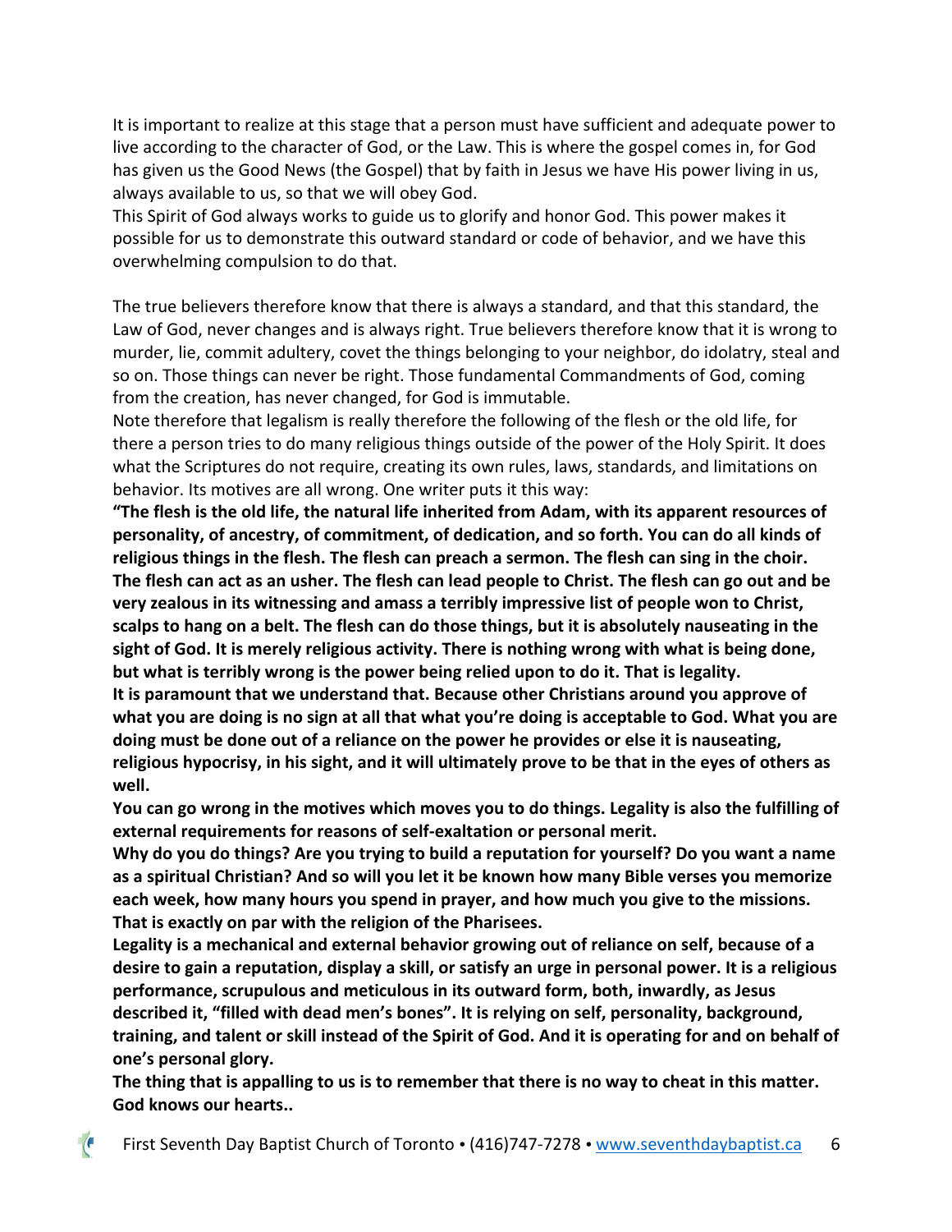It is important to realize at this stage that a person must have sufficient and adequate power to live according to the character of God, or the Law. This is where the gospel comes in, for God has given us the Good News (the Gospel) that by faith in Jesus we have His power living in us, always available to us, so that we will obey God.

This Spirit of God always works to guide us to glorify and honor God. This power makes it possible for us to demonstrate this outward standard or code of behavior, and we have this overwhelming compulsion to do that.

The true believers therefore know that there is always a standard, and that this standard, the Law of God, never changes and is always right. True believers therefore know that it is wrong to murder, lie, commit adultery, covet the things belonging to your neighbor, do idolatry, steal and so on. Those things can never be right. Those fundamental Commandments of God, coming from the creation, has never changed, for God is immutable.

Note therefore that legalism is really therefore the following of the flesh or the old life, for there a person tries to do many religious things outside of the power of the Holy Spirit. It does what the Scriptures do not require, creating its own rules, laws, standards, and limitations on behavior. Its motives are all wrong. One writer puts it this way:

**"The flesh is the old life, the natural life inherited from Adam, with its apparent resources of personality, of ancestry, of commitment, of dedication, and so forth. You can do all kinds of religious things in the flesh. The flesh can preach a sermon. The flesh can sing in the choir. The flesh can act as an usher. The flesh can lead people to Christ. The flesh can go out and be very zealous in its witnessing and amass a terribly impressive list of people won to Christ, scalps to hang on a belt. The flesh can do those things, but it is absolutely nauseating in the sight of God. It is merely religious activity. There is nothing wrong with what is being done, but what is terribly wrong is the power being relied upon to do it. That is legality.**

**It is paramount that we understand that. Because other Christians around you approve of what you are doing is no sign at all that what you're doing is acceptable to God. What you are doing must be done out of a reliance on the power he provides or else it is nauseating, religious hypocrisy, in his sight, and it will ultimately prove to be that in the eyes of others as well.**

**You can go wrong in the motives which moves you to do things. Legality is also the fulfilling of external requirements for reasons of self-exaltation or personal merit.**

**Why do you do things? Are you trying to build a reputation for yourself? Do you want a name as a spiritual Christian? And so will you let it be known how many Bible verses you memorize each week, how many hours you spend in prayer, and how much you give to the missions. That is exactly on par with the religion of the Pharisees.**

**Legality is a mechanical and external behavior growing out of reliance on self, because of a desire to gain a reputation, display a skill, or satisfy an urge in personal power. It is a religious performance, scrupulous and meticulous in its outward form, both, inwardly, as Jesus described it, "filled with dead men's bones". It is relying on self, personality, background, training, and talent or skill instead of the Spirit of God. And it is operating for and on behalf of one's personal glory.**

**The thing that is appalling to us is to remember that there is no way to cheat in this matter. God knows our hearts..**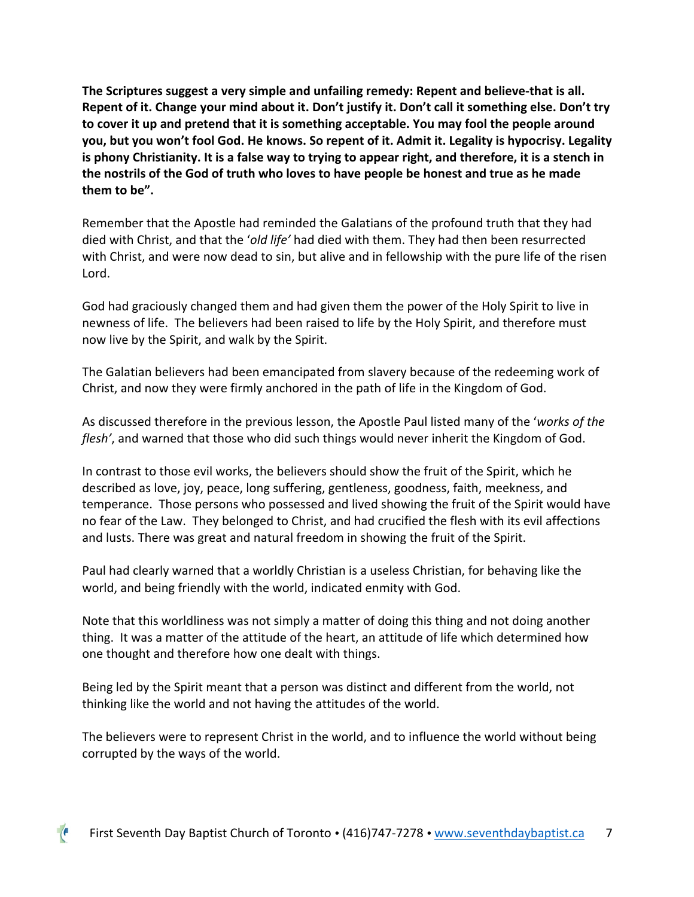**The Scriptures suggest a very simple and unfailing remedy: Repent and believe-that is all. Repent of it. Change your mind about it. Don't justify it. Don't call it something else. Don't try to cover it up and pretend that it is something acceptable. You may fool the people around you, but you won't fool God. He knows. So repent of it. Admit it. Legality is hypocrisy. Legality is phony Christianity. It is a false way to trying to appear right, and therefore, it is a stench in the nostrils of the God of truth who loves to have people be honest and true as he made them to be".**

Remember that the Apostle had reminded the Galatians of the profound truth that they had died with Christ, and that the '*old life'* had died with them. They had then been resurrected with Christ, and were now dead to sin, but alive and in fellowship with the pure life of the risen Lord.

God had graciously changed them and had given them the power of the Holy Spirit to live in newness of life. The believers had been raised to life by the Holy Spirit, and therefore must now live by the Spirit, and walk by the Spirit.

The Galatian believers had been emancipated from slavery because of the redeeming work of Christ, and now they were firmly anchored in the path of life in the Kingdom of God.

As discussed therefore in the previous lesson, the Apostle Paul listed many of the '*works of the flesh'*, and warned that those who did such things would never inherit the Kingdom of God.

In contrast to those evil works, the believers should show the fruit of the Spirit, which he described as love, joy, peace, long suffering, gentleness, goodness, faith, meekness, and temperance. Those persons who possessed and lived showing the fruit of the Spirit would have no fear of the Law. They belonged to Christ, and had crucified the flesh with its evil affections and lusts. There was great and natural freedom in showing the fruit of the Spirit.

Paul had clearly warned that a worldly Christian is a useless Christian, for behaving like the world, and being friendly with the world, indicated enmity with God.

Note that this worldliness was not simply a matter of doing this thing and not doing another thing. It was a matter of the attitude of the heart, an attitude of life which determined how one thought and therefore how one dealt with things.

Being led by the Spirit meant that a person was distinct and different from the world, not thinking like the world and not having the attitudes of the world.

The believers were to represent Christ in the world, and to influence the world without being corrupted by the ways of the world.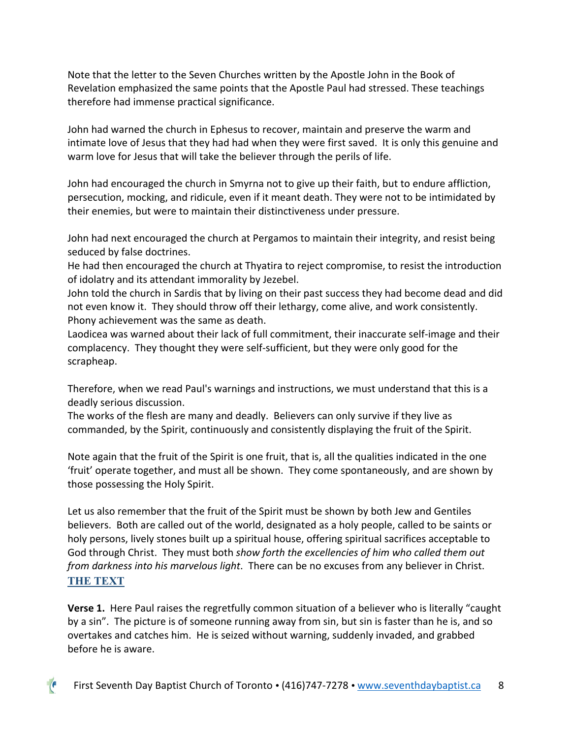Note that the letter to the Seven Churches written by the Apostle John in the Book of Revelation emphasized the same points that the Apostle Paul had stressed. These teachings therefore had immense practical significance.

John had warned the church in Ephesus to recover, maintain and preserve the warm and intimate love of Jesus that they had had when they were first saved. It is only this genuine and warm love for Jesus that will take the believer through the perils of life.

John had encouraged the church in Smyrna not to give up their faith, but to endure affliction, persecution, mocking, and ridicule, even if it meant death. They were not to be intimidated by their enemies, but were to maintain their distinctiveness under pressure.

John had next encouraged the church at Pergamos to maintain their integrity, and resist being seduced by false doctrines.
He had then encouraged the church at Thyatira to reject compromise, to resist the introduction of idolatry and its attendant immorality by Jezebel.
John told the church in Sardis that by living on their past success they had become dead and did not even know it. They should throw off their lethargy, come alive, and work consistently. Phony achievement was the same as death.
Laodicea was warned about their lack of full commitment, their inaccurate self-image and their complacency. They thought they were self-sufficient, but they were only good for the scrapheap.

Therefore, when we read Paul's warnings and instructions, we must understand that this is a deadly serious discussion.
The works of the flesh are many and deadly. Believers can only survive if they live as commanded, by the Spirit, continuously and consistently displaying the fruit of the Spirit.

Note again that the fruit of the Spirit is one fruit, that is, all the qualities indicated in the one 'fruit' operate together, and must all be shown. They come spontaneously, and are shown by those possessing the Holy Spirit.

Let us also remember that the fruit of the Spirit must be shown by both Jew and Gentiles believers. Both are called out of the world, designated as a holy people, called to be saints or holy persons, lively stones built up a spiritual house, offering spiritual sacrifices acceptable to God through Christ. They must both *show forth the excellencies of him who called them out from darkness into his marvelous light*. There can be no excuses from any believer in Christ.

## THE TEXT

**Verse 1.** Here Paul raises the regretfully common situation of a believer who is literally "caught by a sin". The picture is of someone running away from sin, but sin is faster than he is, and so overtakes and catches him. He is seized without warning, suddenly invaded, and grabbed before he is aware.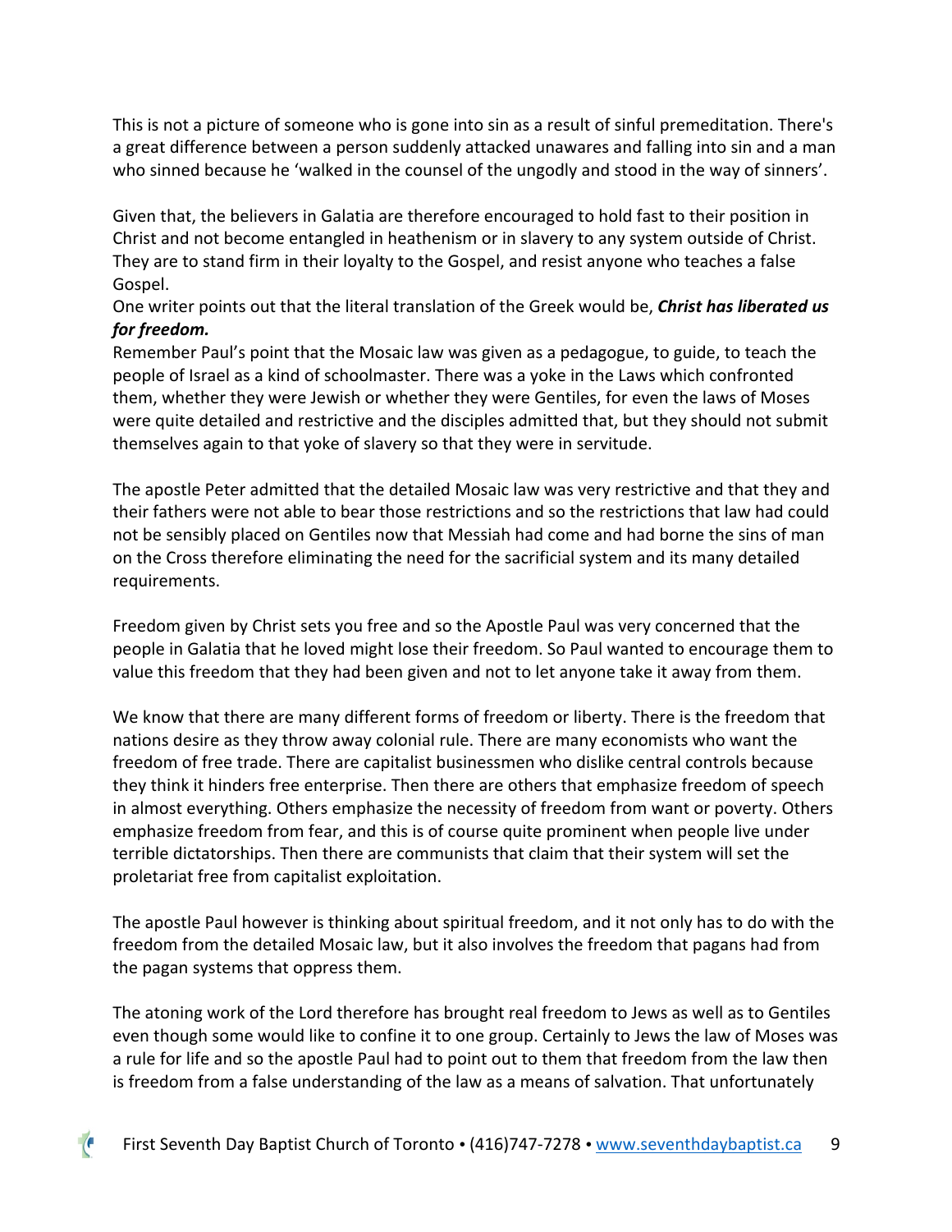This is not a picture of someone who is gone into sin as a result of sinful premeditation. There's a great difference between a person suddenly attacked unawares and falling into sin and a man who sinned because he 'walked in the counsel of the ungodly and stood in the way of sinners'.

Given that, the believers in Galatia are therefore encouraged to hold fast to their position in Christ and not become entangled in heathenism or in slavery to any system outside of Christ. They are to stand firm in their loyalty to the Gospel, and resist anyone who teaches a false Gospel.

One writer points out that the literal translation of the Greek would be, ***Christ has liberated us for freedom.***

Remember Paul's point that the Mosaic law was given as a pedagogue, to guide, to teach the people of Israel as a kind of schoolmaster. There was a yoke in the Laws which confronted them, whether they were Jewish or whether they were Gentiles, for even the laws of Moses were quite detailed and restrictive and the disciples admitted that, but they should not submit themselves again to that yoke of slavery so that they were in servitude.

The apostle Peter admitted that the detailed Mosaic law was very restrictive and that they and their fathers were not able to bear those restrictions and so the restrictions that law had could not be sensibly placed on Gentiles now that Messiah had come and had borne the sins of man on the Cross therefore eliminating the need for the sacrificial system and its many detailed requirements.

Freedom given by Christ sets you free and so the Apostle Paul was very concerned that the people in Galatia that he loved might lose their freedom. So Paul wanted to encourage them to value this freedom that they had been given and not to let anyone take it away from them.

We know that there are many different forms of freedom or liberty. There is the freedom that nations desire as they throw away colonial rule. There are many economists who want the freedom of free trade. There are capitalist businessmen who dislike central controls because they think it hinders free enterprise. Then there are others that emphasize freedom of speech in almost everything. Others emphasize the necessity of freedom from want or poverty. Others emphasize freedom from fear, and this is of course quite prominent when people live under terrible dictatorships. Then there are communists that claim that their system will set the proletariat free from capitalist exploitation.

The apostle Paul however is thinking about spiritual freedom, and it not only has to do with the freedom from the detailed Mosaic law, but it also involves the freedom that pagans had from the pagan systems that oppress them.

The atoning work of the Lord therefore has brought real freedom to Jews as well as to Gentiles even though some would like to confine it to one group. Certainly to Jews the law of Moses was a rule for life and so the apostle Paul had to point out to them that freedom from the law then is freedom from a false understanding of the law as a means of salvation. That unfortunately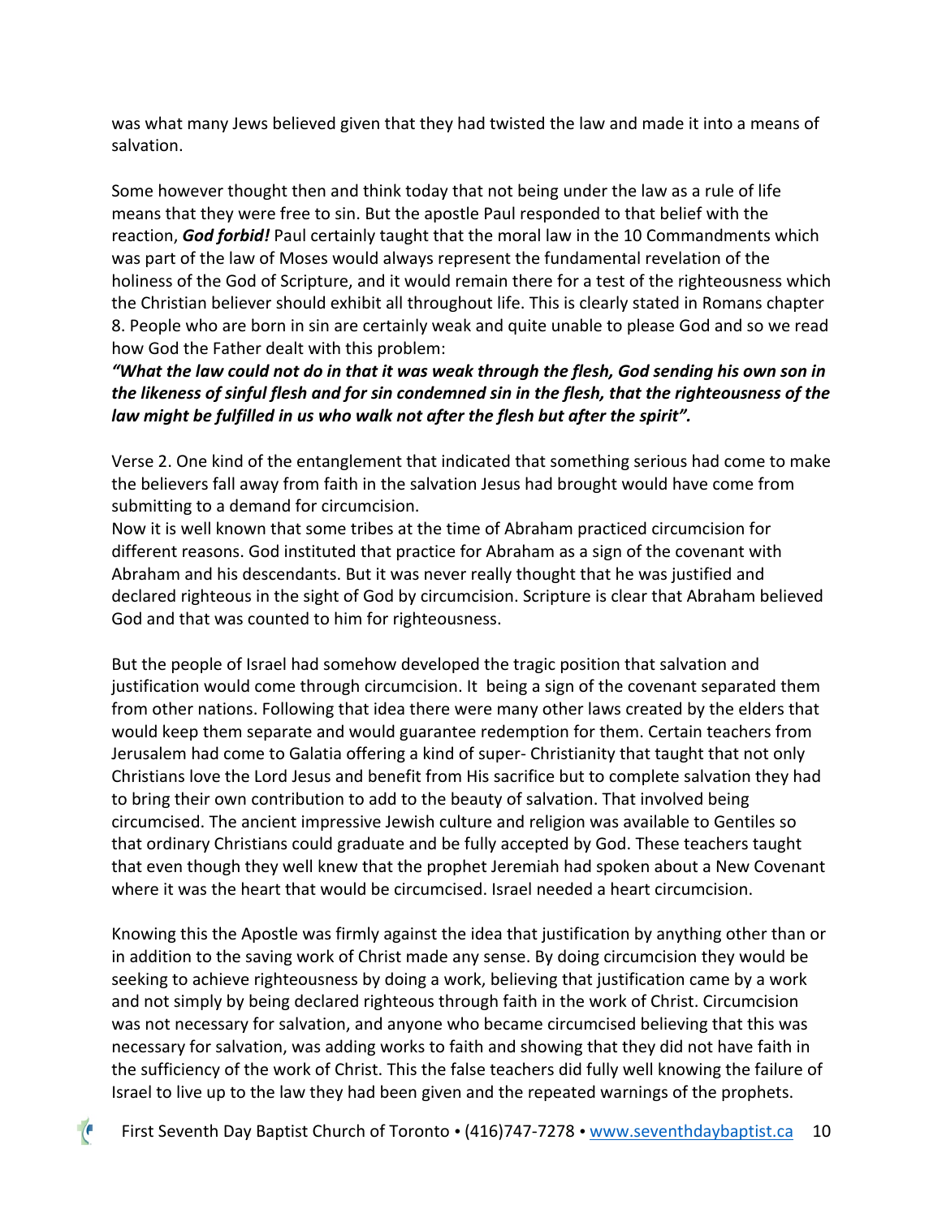was what many Jews believed given that they had twisted the law and made it into a means of salvation.

Some however thought then and think today that not being under the law as a rule of life means that they were free to sin. But the apostle Paul responded to that belief with the reaction, ***God forbid!*** Paul certainly taught that the moral law in the 10 Commandments which was part of the law of Moses would always represent the fundamental revelation of the holiness of the God of Scripture, and it would remain there for a test of the righteousness which the Christian believer should exhibit all throughout life. This is clearly stated in Romans chapter 8. People who are born in sin are certainly weak and quite unable to please God and so we read how God the Father dealt with this problem:

***"What the law could not do in that it was weak through the flesh, God sending his own son in the likeness of sinful flesh and for sin condemned sin in the flesh, that the righteousness of the law might be fulfilled in us who walk not after the flesh but after the spirit".***

Verse 2. One kind of the entanglement that indicated that something serious had come to make the believers fall away from faith in the salvation Jesus had brought would have come from submitting to a demand for circumcision.

Now it is well known that some tribes at the time of Abraham practiced circumcision for different reasons. God instituted that practice for Abraham as a sign of the covenant with Abraham and his descendants. But it was never really thought that he was justified and declared righteous in the sight of God by circumcision. Scripture is clear that Abraham believed God and that was counted to him for righteousness.

But the people of Israel had somehow developed the tragic position that salvation and justification would come through circumcision. It being a sign of the covenant separated them from other nations. Following that idea there were many other laws created by the elders that would keep them separate and would guarantee redemption for them. Certain teachers from Jerusalem had come to Galatia offering a kind of super- Christianity that taught that not only Christians love the Lord Jesus and benefit from His sacrifice but to complete salvation they had to bring their own contribution to add to the beauty of salvation. That involved being circumcised. The ancient impressive Jewish culture and religion was available to Gentiles so that ordinary Christians could graduate and be fully accepted by God. These teachers taught that even though they well knew that the prophet Jeremiah had spoken about a New Covenant where it was the heart that would be circumcised. Israel needed a heart circumcision.

Knowing this the Apostle was firmly against the idea that justification by anything other than or in addition to the saving work of Christ made any sense. By doing circumcision they would be seeking to achieve righteousness by doing a work, believing that justification came by a work and not simply by being declared righteous through faith in the work of Christ. Circumcision was not necessary for salvation, and anyone who became circumcised believing that this was necessary for salvation, was adding works to faith and showing that they did not have faith in the sufficiency of the work of Christ. This the false teachers did fully well knowing the failure of Israel to live up to the law they had been given and the repeated warnings of the prophets.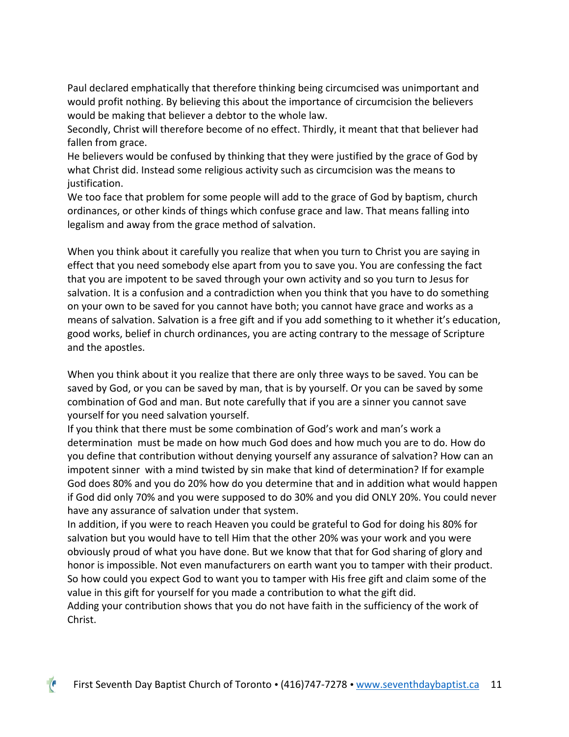Paul declared emphatically that therefore thinking being circumcised was unimportant and would profit nothing. By believing this about the importance of circumcision the believers would be making that believer a debtor to the whole law.

Secondly, Christ will therefore become of no effect. Thirdly, it meant that that believer had fallen from grace.

He believers would be confused by thinking that they were justified by the grace of God by what Christ did. Instead some religious activity such as circumcision was the means to justification.

We too face that problem for some people will add to the grace of God by baptism, church ordinances, or other kinds of things which confuse grace and law. That means falling into legalism and away from the grace method of salvation.

When you think about it carefully you realize that when you turn to Christ you are saying in effect that you need somebody else apart from you to save you. You are confessing the fact that you are impotent to be saved through your own activity and so you turn to Jesus for salvation. It is a confusion and a contradiction when you think that you have to do something on your own to be saved for you cannot have both; you cannot have grace and works as a means of salvation. Salvation is a free gift and if you add something to it whether it's education, good works, belief in church ordinances, you are acting contrary to the message of Scripture and the apostles.

When you think about it you realize that there are only three ways to be saved. You can be saved by God, or you can be saved by man, that is by yourself. Or you can be saved by some combination of God and man. But note carefully that if you are a sinner you cannot save yourself for you need salvation yourself.

If you think that there must be some combination of God's work and man's work a determination must be made on how much God does and how much you are to do. How do you define that contribution without denying yourself any assurance of salvation? How can an impotent sinner with a mind twisted by sin make that kind of determination? If for example God does 80% and you do 20% how do you determine that and in addition what would happen if God did only 70% and you were supposed to do 30% and you did ONLY 20%. You could never have any assurance of salvation under that system.

In addition, if you were to reach Heaven you could be grateful to God for doing his 80% for salvation but you would have to tell Him that the other 20% was your work and you were obviously proud of what you have done. But we know that that for God sharing of glory and honor is impossible. Not even manufacturers on earth want you to tamper with their product. So how could you expect God to want you to tamper with His free gift and claim some of the value in this gift for yourself for you made a contribution to what the gift did.

Adding your contribution shows that you do not have faith in the sufficiency of the work of Christ.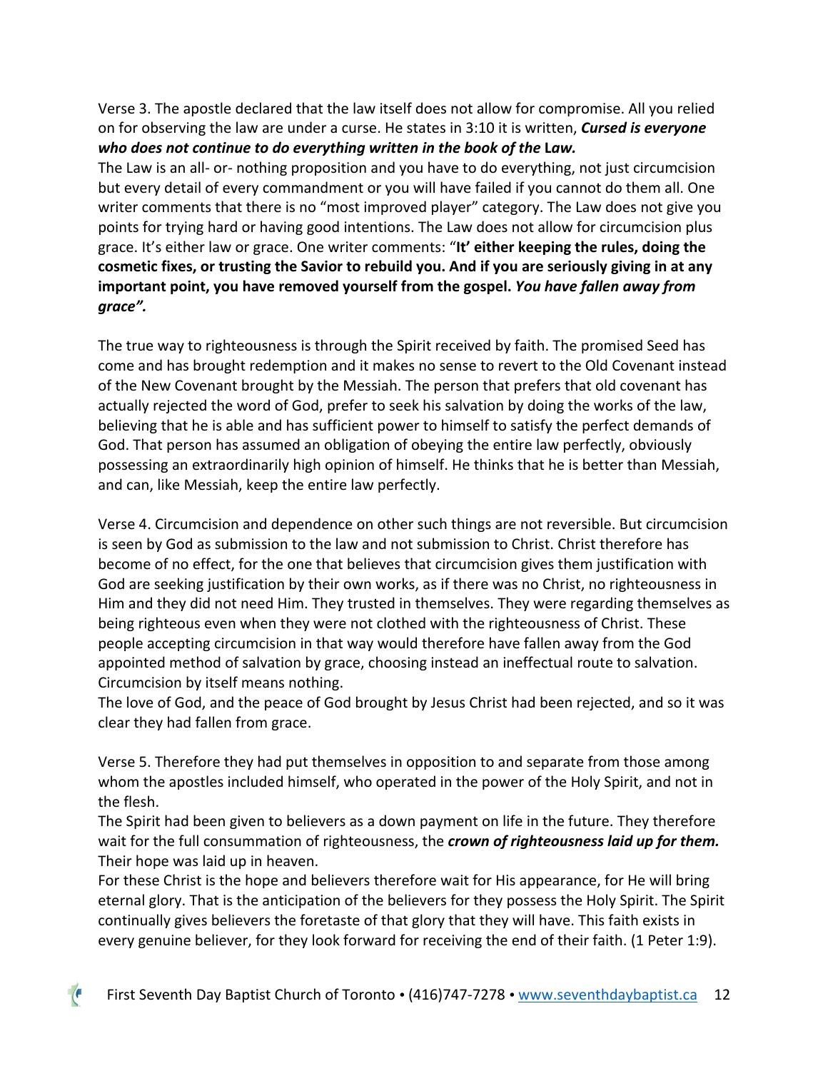Verse 3. The apostle declared that the law itself does not allow for compromise. All you relied on for observing the law are under a curse. He states in 3:10 it is written, ***Cursed is everyone who does not continue to do everything written in the book of the* Law.**

The Law is an all- or- nothing proposition and you have to do everything, not just circumcision but every detail of every commandment or you will have failed if you cannot do them all. One writer comments that there is no "most improved player" category. The Law does not give you points for trying hard or having good intentions. The Law does not allow for circumcision plus grace. It's either law or grace. One writer comments: "**It' either keeping the rules, doing the cosmetic fixes, or trusting the Savior to rebuild you. And if you are seriously giving in at any important point, you have removed yourself from the gospel. *You have fallen away from grace".***

The true way to righteousness is through the Spirit received by faith. The promised Seed has come and has brought redemption and it makes no sense to revert to the Old Covenant instead of the New Covenant brought by the Messiah. The person that prefers that old covenant has actually rejected the word of God, prefer to seek his salvation by doing the works of the law, believing that he is able and has sufficient power to himself to satisfy the perfect demands of God. That person has assumed an obligation of obeying the entire law perfectly, obviously possessing an extraordinarily high opinion of himself. He thinks that he is better than Messiah, and can, like Messiah, keep the entire law perfectly.

Verse 4. Circumcision and dependence on other such things are not reversible. But circumcision is seen by God as submission to the law and not submission to Christ. Christ therefore has become of no effect, for the one that believes that circumcision gives them justification with God are seeking justification by their own works, as if there was no Christ, no righteousness in Him and they did not need Him. They trusted in themselves. They were regarding themselves as being righteous even when they were not clothed with the righteousness of Christ. These people accepting circumcision in that way would therefore have fallen away from the God appointed method of salvation by grace, choosing instead an ineffectual route to salvation. Circumcision by itself means nothing.

The love of God, and the peace of God brought by Jesus Christ had been rejected, and so it was clear they had fallen from grace.

Verse 5. Therefore they had put themselves in opposition to and separate from those among whom the apostles included himself, who operated in the power of the Holy Spirit, and not in the flesh.

The Spirit had been given to believers as a down payment on life in the future. They therefore wait for the full consummation of righteousness, the ***crown of righteousness laid up for them.*** Their hope was laid up in heaven.

For these Christ is the hope and believers therefore wait for His appearance, for He will bring eternal glory. That is the anticipation of the believers for they possess the Holy Spirit. The Spirit continually gives believers the foretaste of that glory that they will have. This faith exists in every genuine believer, for they look forward for receiving the end of their faith. (1 Peter 1:9).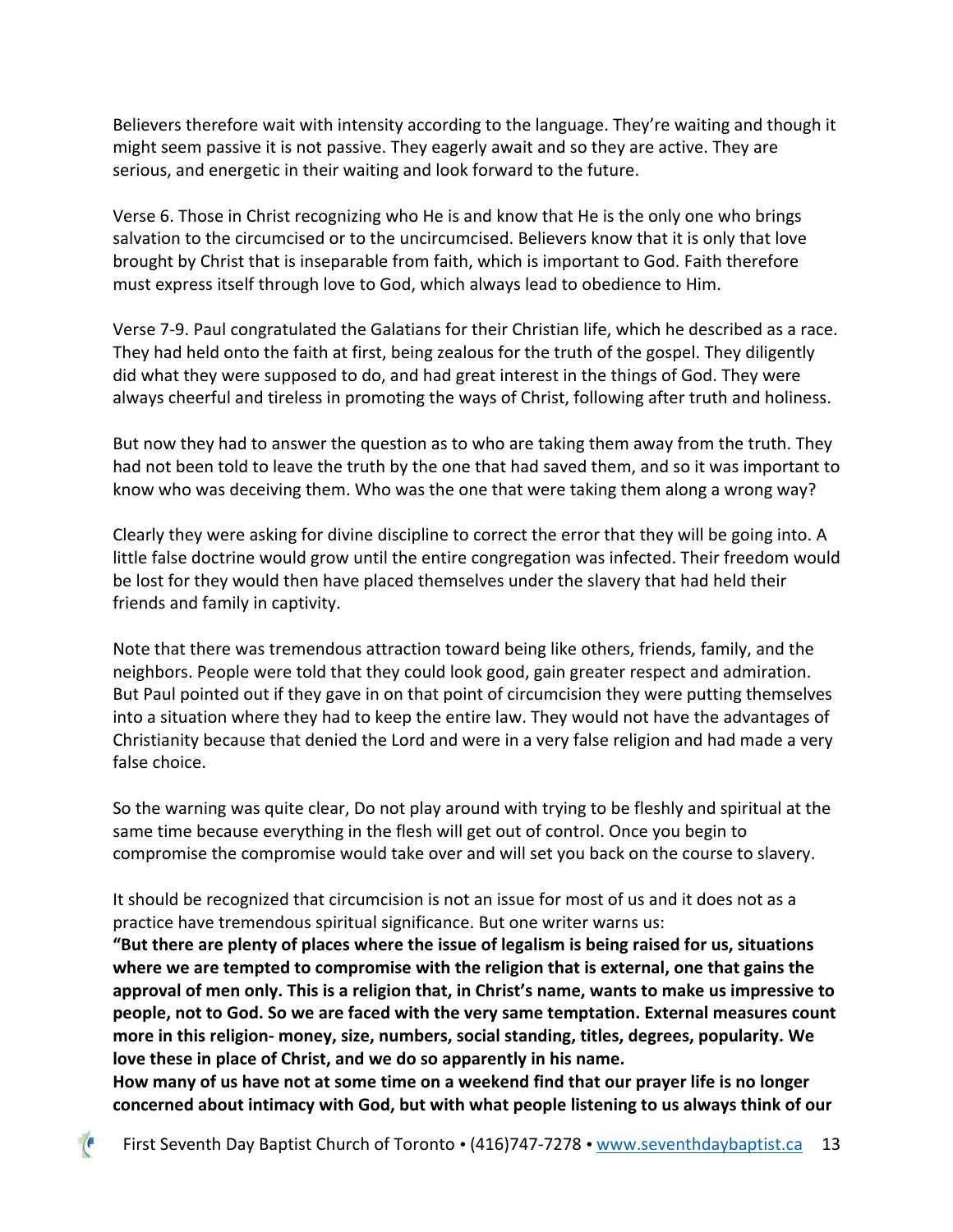Believers therefore wait with intensity according to the language. They're waiting and though it might seem passive it is not passive. They eagerly await and so they are active. They are serious, and energetic in their waiting and look forward to the future.

Verse 6. Those in Christ recognizing who He is and know that He is the only one who brings salvation to the circumcised or to the uncircumcised. Believers know that it is only that love brought by Christ that is inseparable from faith, which is important to God. Faith therefore must express itself through love to God, which always lead to obedience to Him.

Verse 7-9. Paul congratulated the Galatians for their Christian life, which he described as a race. They had held onto the faith at first, being zealous for the truth of the gospel. They diligently did what they were supposed to do, and had great interest in the things of God. They were always cheerful and tireless in promoting the ways of Christ, following after truth and holiness.

But now they had to answer the question as to who are taking them away from the truth. They had not been told to leave the truth by the one that had saved them, and so it was important to know who was deceiving them. Who was the one that were taking them along a wrong way?

Clearly they were asking for divine discipline to correct the error that they will be going into. A little false doctrine would grow until the entire congregation was infected. Their freedom would be lost for they would then have placed themselves under the slavery that had held their friends and family in captivity.

Note that there was tremendous attraction toward being like others, friends, family, and the neighbors. People were told that they could look good, gain greater respect and admiration. But Paul pointed out if they gave in on that point of circumcision they were putting themselves into a situation where they had to keep the entire law. They would not have the advantages of Christianity because that denied the Lord and were in a very false religion and had made a very false choice.

So the warning was quite clear, Do not play around with trying to be fleshly and spiritual at the same time because everything in the flesh will get out of control. Once you begin to compromise the compromise would take over and will set you back on the course to slavery.

It should be recognized that circumcision is not an issue for most of us and it does not as a practice have tremendous spiritual significance. But one writer warns us:

**"But there are plenty of places where the issue of legalism is being raised for us, situations where we are tempted to compromise with the religion that is external, one that gains the approval of men only. This is a religion that, in Christ's name, wants to make us impressive to people, not to God. So we are faced with the very same temptation. External measures count more in this religion- money, size, numbers, social standing, titles, degrees, popularity. We love these in place of Christ, and we do so apparently in his name.**

**How many of us have not at some time on a weekend find that our prayer life is no longer concerned about intimacy with God, but with what people listening to us always think of our**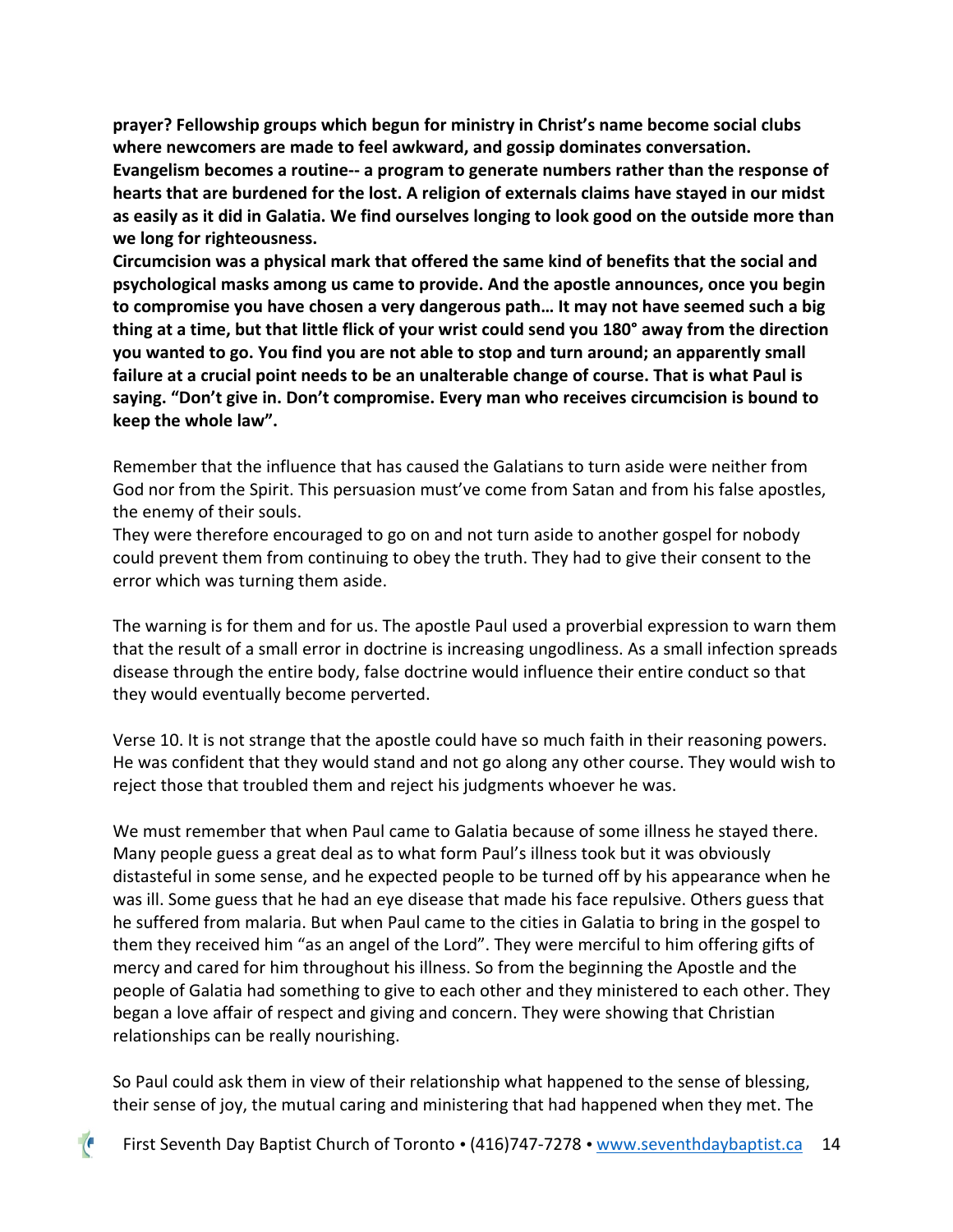**prayer? Fellowship groups which begun for ministry in Christ's name become social clubs where newcomers are made to feel awkward, and gossip dominates conversation. Evangelism becomes a routine-- a program to generate numbers rather than the response of hearts that are burdened for the lost. A religion of externals claims have stayed in our midst as easily as it did in Galatia. We find ourselves longing to look good on the outside more than we long for righteousness.**

**Circumcision was a physical mark that offered the same kind of benefits that the social and psychological masks among us came to provide. And the apostle announces, once you begin to compromise you have chosen a very dangerous path… It may not have seemed such a big thing at a time, but that little flick of your wrist could send you 180° away from the direction you wanted to go. You find you are not able to stop and turn around; an apparently small failure at a crucial point needs to be an unalterable change of course. That is what Paul is saying. "Don't give in. Don't compromise. Every man who receives circumcision is bound to keep the whole law".**

Remember that the influence that has caused the Galatians to turn aside were neither from God nor from the Spirit. This persuasion must've come from Satan and from his false apostles, the enemy of their souls.

They were therefore encouraged to go on and not turn aside to another gospel for nobody could prevent them from continuing to obey the truth. They had to give their consent to the error which was turning them aside.

The warning is for them and for us. The apostle Paul used a proverbial expression to warn them that the result of a small error in doctrine is increasing ungodliness. As a small infection spreads disease through the entire body, false doctrine would influence their entire conduct so that they would eventually become perverted.

Verse 10. It is not strange that the apostle could have so much faith in their reasoning powers. He was confident that they would stand and not go along any other course. They would wish to reject those that troubled them and reject his judgments whoever he was.

We must remember that when Paul came to Galatia because of some illness he stayed there. Many people guess a great deal as to what form Paul's illness took but it was obviously distasteful in some sense, and he expected people to be turned off by his appearance when he was ill. Some guess that he had an eye disease that made his face repulsive. Others guess that he suffered from malaria. But when Paul came to the cities in Galatia to bring in the gospel to them they received him "as an angel of the Lord". They were merciful to him offering gifts of mercy and cared for him throughout his illness. So from the beginning the Apostle and the people of Galatia had something to give to each other and they ministered to each other. They began a love affair of respect and giving and concern. They were showing that Christian relationships can be really nourishing.

So Paul could ask them in view of their relationship what happened to the sense of blessing, their sense of joy, the mutual caring and ministering that had happened when they met. The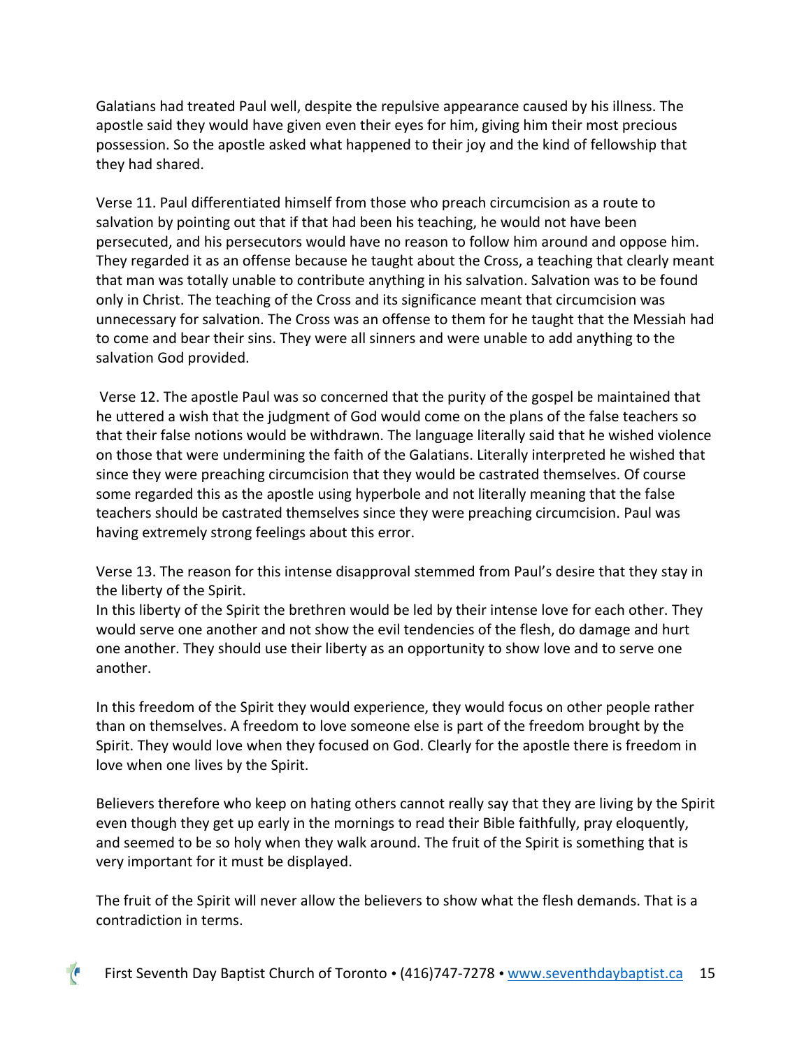Galatians had treated Paul well, despite the repulsive appearance caused by his illness. The apostle said they would have given even their eyes for him, giving him their most precious possession. So the apostle asked what happened to their joy and the kind of fellowship that they had shared.

Verse 11. Paul differentiated himself from those who preach circumcision as a route to salvation by pointing out that if that had been his teaching, he would not have been persecuted, and his persecutors would have no reason to follow him around and oppose him. They regarded it as an offense because he taught about the Cross, a teaching that clearly meant that man was totally unable to contribute anything in his salvation. Salvation was to be found only in Christ. The teaching of the Cross and its significance meant that circumcision was unnecessary for salvation. The Cross was an offense to them for he taught that the Messiah had to come and bear their sins. They were all sinners and were unable to add anything to the salvation God provided.

Verse 12. The apostle Paul was so concerned that the purity of the gospel be maintained that he uttered a wish that the judgment of God would come on the plans of the false teachers so that their false notions would be withdrawn. The language literally said that he wished violence on those that were undermining the faith of the Galatians. Literally interpreted he wished that since they were preaching circumcision that they would be castrated themselves. Of course some regarded this as the apostle using hyperbole and not literally meaning that the false teachers should be castrated themselves since they were preaching circumcision. Paul was having extremely strong feelings about this error.

Verse 13. The reason for this intense disapproval stemmed from Paul's desire that they stay in the liberty of the Spirit.
In this liberty of the Spirit the brethren would be led by their intense love for each other. They would serve one another and not show the evil tendencies of the flesh, do damage and hurt one another. They should use their liberty as an opportunity to show love and to serve one another.

In this freedom of the Spirit they would experience, they would focus on other people rather than on themselves. A freedom to love someone else is part of the freedom brought by the Spirit. They would love when they focused on God. Clearly for the apostle there is freedom in love when one lives by the Spirit.

Believers therefore who keep on hating others cannot really say that they are living by the Spirit even though they get up early in the mornings to read their Bible faithfully, pray eloquently, and seemed to be so holy when they walk around. The fruit of the Spirit is something that is very important for it must be displayed.

The fruit of the Spirit will never allow the believers to show what the flesh demands. That is a contradiction in terms.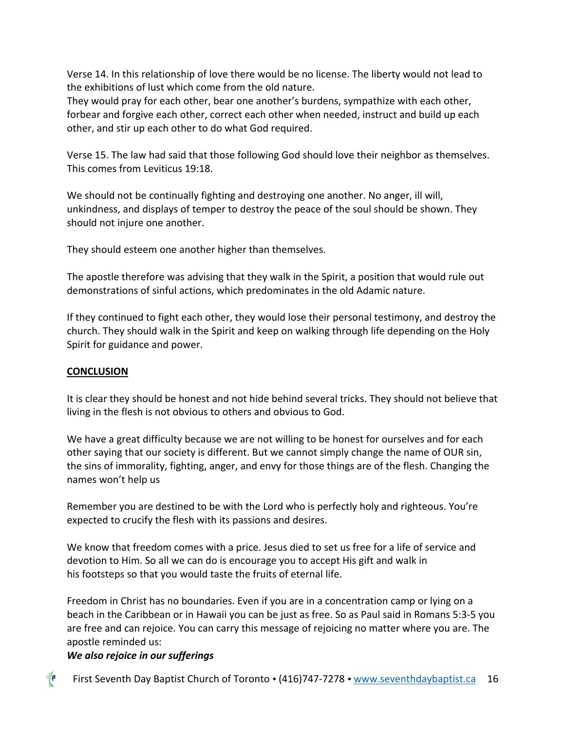Verse 14. In this relationship of love there would be no license. The liberty would not lead to the exhibitions of lust which come from the old nature.
They would pray for each other, bear one another's burdens, sympathize with each other, forbear and forgive each other, correct each other when needed, instruct and build up each other, and stir up each other to do what God required.

Verse 15. The law had said that those following God should love their neighbor as themselves. This comes from Leviticus 19:18.

We should not be continually fighting and destroying one another. No anger, ill will, unkindness, and displays of temper to destroy the peace of the soul should be shown. They should not injure one another.

They should esteem one another higher than themselves.

The apostle therefore was advising that they walk in the Spirit, a position that would rule out demonstrations of sinful actions, which predominates in the old Adamic nature.

If they continued to fight each other, they would lose their personal testimony, and destroy the church. They should walk in the Spirit and keep on walking through life depending on the Holy Spirit for guidance and power.

## **CONCLUSION**

It is clear they should be honest and not hide behind several tricks. They should not believe that living in the flesh is not obvious to others and obvious to God.

We have a great difficulty because we are not willing to be honest for ourselves and for each other saying that our society is different. But we cannot simply change the name of OUR sin, the sins of immorality, fighting, anger, and envy for those things are of the flesh. Changing the names won't help us

Remember you are destined to be with the Lord who is perfectly holy and righteous. You're expected to crucify the flesh with its passions and desires.

We know that freedom comes with a price. Jesus died to set us free for a life of service and devotion to Him. So all we can do is encourage you to accept His gift and walk in his footsteps so that you would taste the fruits of eternal life.

Freedom in Christ has no boundaries. Even if you are in a concentration camp or lying on a beach in the Caribbean or in Hawaii you can be just as free. So as Paul said in Romans 5:3-5 you are free and can rejoice. You can carry this message of rejoicing no matter where you are. The apostle reminded us:

***We also rejoice in our sufferings***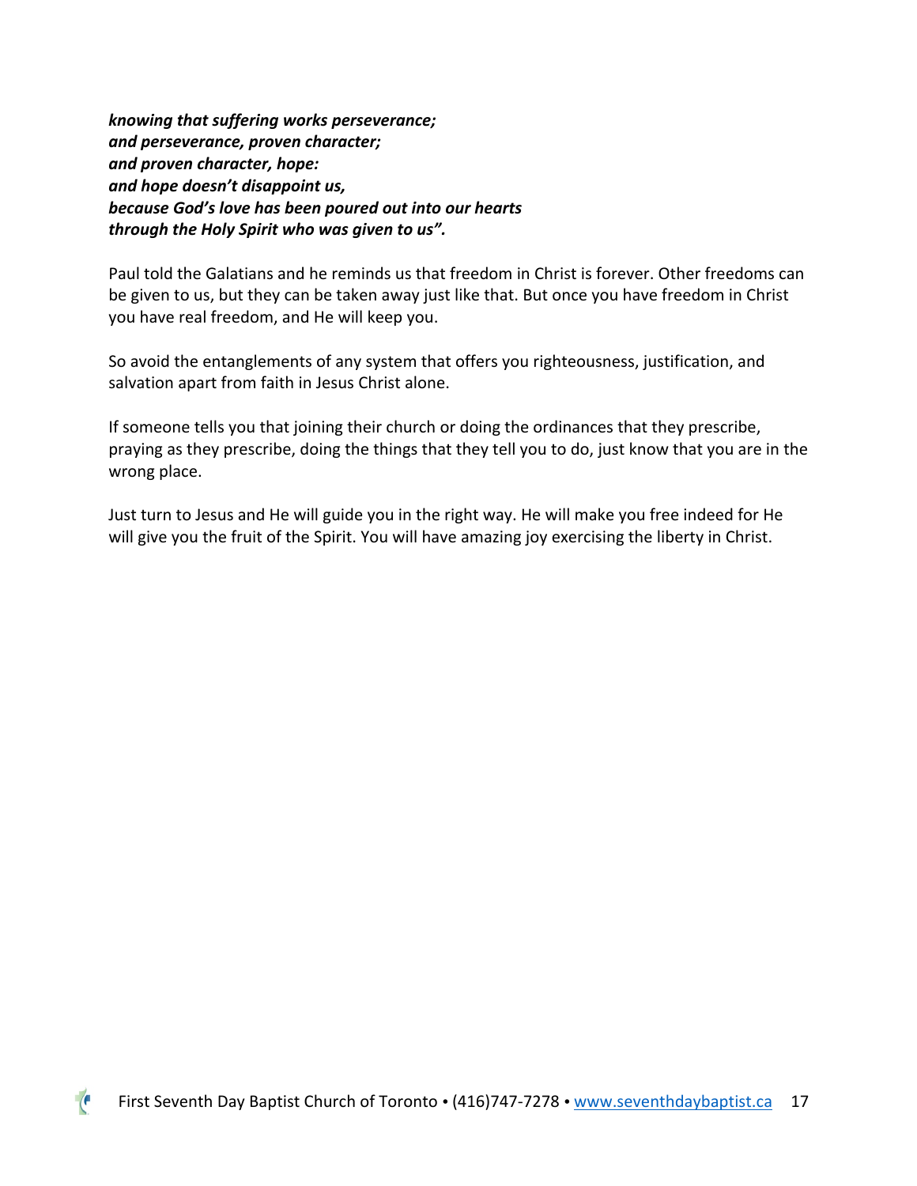***knowing that suffering works perseverance;***
***and perseverance, proven character;***
***and proven character, hope:***
***and hope doesn't disappoint us,***
***because God's love has been poured out into our hearts***
***through the Holy Spirit who was given to us".***

Paul told the Galatians and he reminds us that freedom in Christ is forever. Other freedoms can be given to us, but they can be taken away just like that. But once you have freedom in Christ you have real freedom, and He will keep you.

So avoid the entanglements of any system that offers you righteousness, justification, and salvation apart from faith in Jesus Christ alone.

If someone tells you that joining their church or doing the ordinances that they prescribe, praying as they prescribe, doing the things that they tell you to do, just know that you are in the wrong place.

Just turn to Jesus and He will guide you in the right way. He will make you free indeed for He will give you the fruit of the Spirit. You will have amazing joy exercising the liberty in Christ.